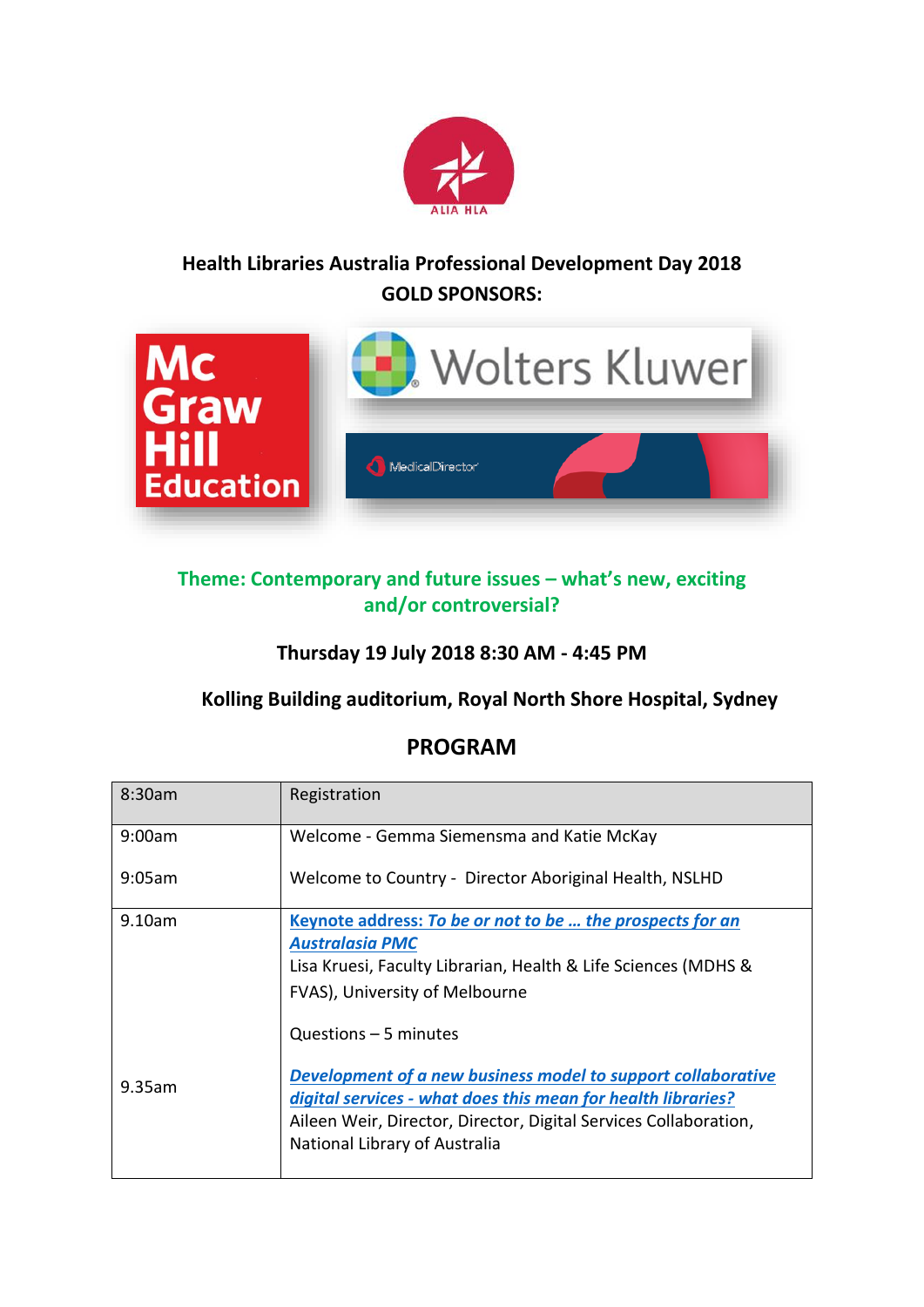ALIA HLA

**Health Libraries Australia Professional Development Day 2018**
**GOLD SPONSORS:**

McGraw Hill Education

Wolters Kluwer

MedicalDirector

**Theme: Contemporary and future issues – what's new, exciting and/or controversial?**

**Thursday 19 July 2018 8:30 AM - 4:45 PM**

**Kolling Building auditorium, Royal North Shore Hospital, Sydney**

## PROGRAM

| | |
|---|---|
| 8:30am | Registration |
| 9:00am<br><br>9:05am | Welcome - Gemma Siemensma and Katie McKay<br><br>Welcome to Country - Director Aboriginal Health, NSLHD |
| 9.10am<br><br><br><br><br>9.35am | **Keynote address:** ***To be or not to be … the prospects for an Australasia PMC***<br>Lisa Kruesi, Faculty Librarian, Health & Life Sciences (MDHS & FVAS), University of Melbourne<br><br>Questions – 5 minutes<br><br>***Development of a new business model to support collaborative digital services - what does this mean for health libraries?***<br>Aileen Weir, Director, Director, Digital Services Collaboration, National Library of Australia |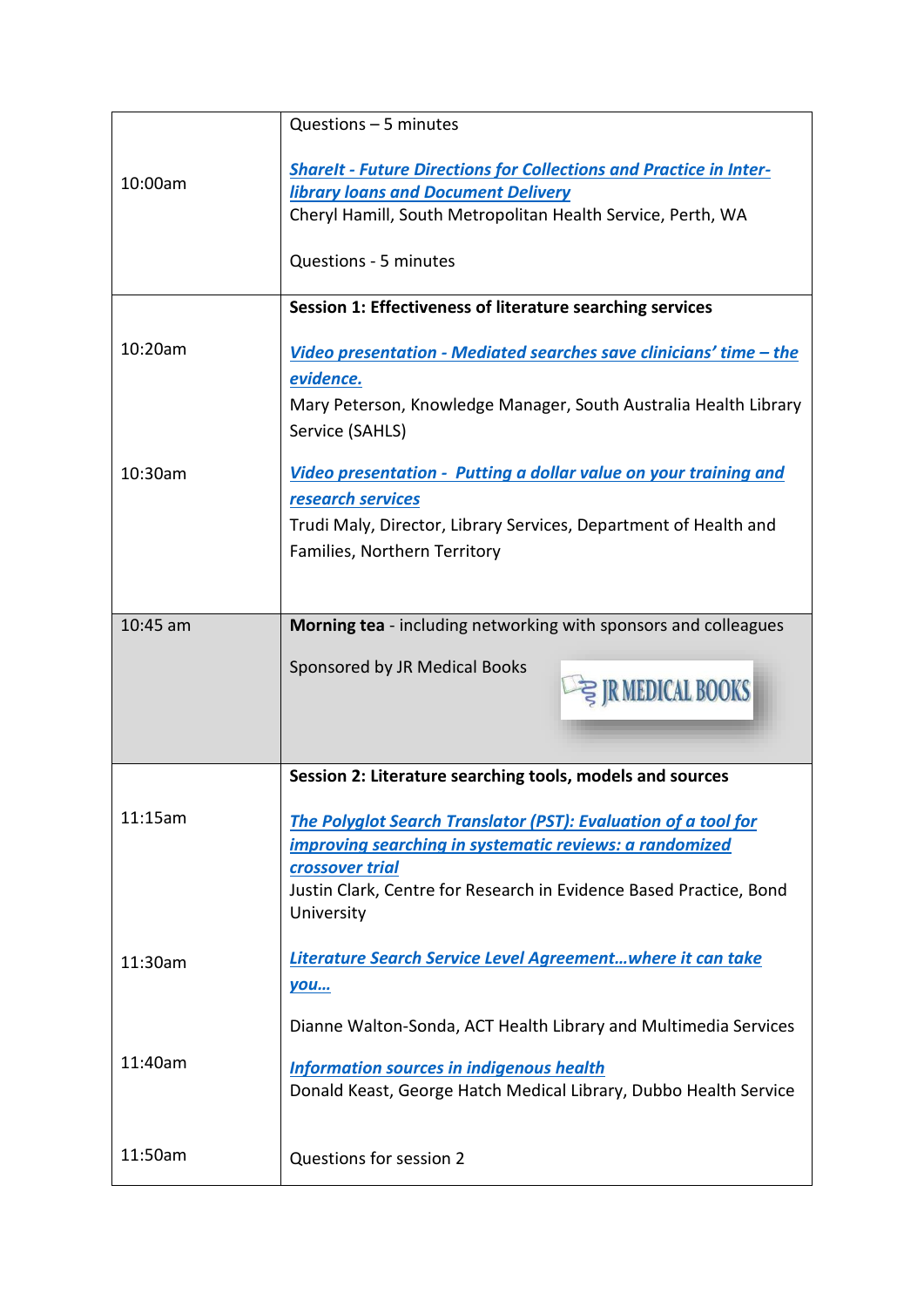| | |
|---|---|
| 10:00am | Questions – 5 minutes<br><br>***ShareIt - Future Directions for Collections and Practice in Inter-library loans and Document Delivery***<br>Cheryl Hamill, South Metropolitan Health Service, Perth, WA<br><br>Questions - 5 minutes |
| 10:20am<br><br><br><br>10:30am | **Session 1: Effectiveness of literature searching services**<br><br>***Video presentation - Mediated searches save clinicians' time – the evidence.***<br>Mary Peterson, Knowledge Manager, South Australia Health Library Service (SAHLS)<br><br>***Video presentation - Putting a dollar value on your training and research services***<br>Trudi Maly, Director, Library Services, Department of Health and Families, Northern Territory |
| 10:45 am | **Morning tea** - including networking with sponsors and colleagues<br><br>Sponsored by JR Medical Books<br>JR MEDICAL BOOKS |
| 11:15am<br><br><br><br>11:30am<br><br><br>11:40am<br><br><br>11:50am | **Session 2: Literature searching tools, models and sources**<br><br>***The Polyglot Search Translator (PST): Evaluation of a tool for improving searching in systematic reviews: a randomized crossover trial***<br>Justin Clark, Centre for Research in Evidence Based Practice, Bond University<br><br>***Literature Search Service Level Agreement…where it can take you…***<br><br>Dianne Walton-Sonda, ACT Health Library and Multimedia Services<br><br>***Information sources in indigenous health***<br>Donald Keast, George Hatch Medical Library, Dubbo Health Service<br><br>Questions for session 2 |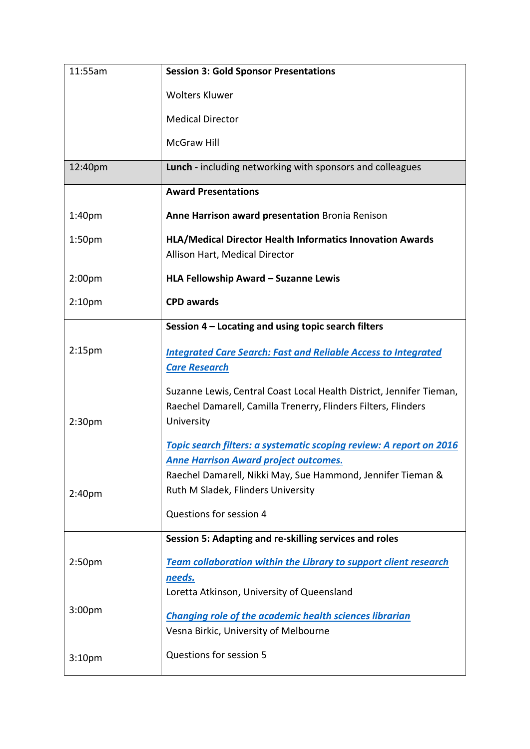| | |
|---|---|
| 11:55am | **Session 3: Gold Sponsor Presentations**<br><br>Wolters Kluwer<br><br>Medical Director<br><br>McGraw Hill |
| 12:40pm | **Lunch -** including networking with sponsors and colleagues |
| <br><br>1:40pm<br><br>1:50pm<br><br><br>2:00pm<br><br>2:10pm | **Award Presentations**<br><br>**Anne Harrison award presentation** Bronia Renison<br><br>**HLA/Medical Director Health Informatics Innovation Awards**<br>Allison Hart, Medical Director<br><br>**HLA Fellowship Award – Suzanne Lewis**<br><br>**CPD awards** |
| <br><br>2:15pm<br><br><br><br>2:30pm<br><br><br><br>2:40pm | **Session 4 – Locating and using topic search filters**<br><br>***Integrated Care Search: Fast and Reliable Access to Integrated Care Research***<br><br>Suzanne Lewis, Central Coast Local Health District, Jennifer Tieman, Raechel Damarell, Camilla Trenerry, Flinders Filters, Flinders University<br><br>***Topic search filters: a systematic scoping review: A report on 2016 Anne Harrison Award project outcomes.***<br>Raechel Damarell, Nikki May, Sue Hammond, Jennifer Tieman & Ruth M Sladek, Flinders University<br><br>Questions for session 4 |
| <br><br>2:50pm<br><br><br>3:00pm<br><br><br>3:10pm | **Session 5: Adapting and re-skilling services and roles**<br><br>***Team collaboration within the Library to support client research needs.***<br>Loretta Atkinson, University of Queensland<br><br>***Changing role of the academic health sciences librarian***<br>Vesna Birkic, University of Melbourne<br><br>Questions for session 5 |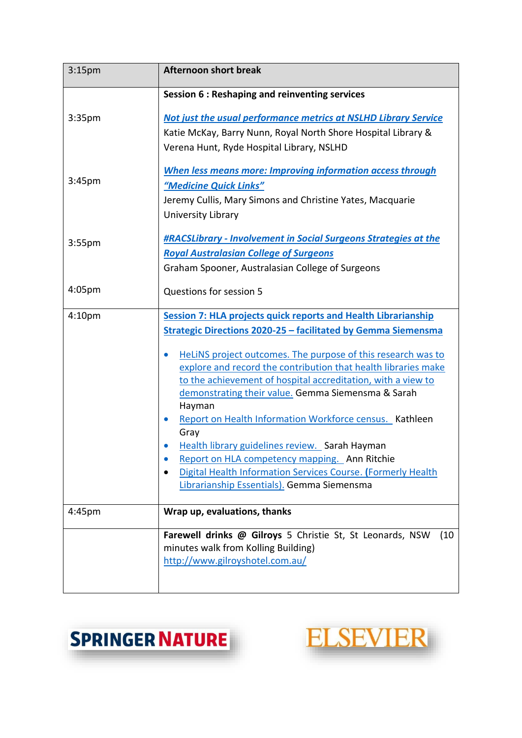| | |
|---|---|
| 3:15pm | **Afternoon short break** |
| | **Session 6 : Reshaping and reinventing services** |
| 3:35pm | ***Not just the usual performance metrics at NSLHD Library Service*** Katie McKay, Barry Nunn, Royal North Shore Hospital Library & Verena Hunt, Ryde Hospital Library, NSLHD |
| 3:45pm | ***When less means more: Improving information access through "Medicine Quick Links"*** Jeremy Cullis, Mary Simons and Christine Yates, Macquarie University Library |
| 3:55pm | ***#RACSLibrary - Involvement in Social Surgeons Strategies at the Royal Australasian College of Surgeons*** Graham Spooner, Australasian College of Surgeons |
| 4:05pm | Questions for session 5 |
| 4:10pm | **Session 7: HLA projects quick reports and Health Librarianship Strategic Directions 2020-25 – facilitated by Gemma Siemensma**<br><br>• HeLiNS project outcomes. The purpose of this research was to explore and record the contribution that health libraries make to the achievement of hospital accreditation, with a view to demonstrating their value. Gemma Siemensma & Sarah Hayman<br>• Report on Health Information Workforce census. Kathleen Gray<br>• Health library guidelines review. Sarah Hayman<br>• Report on HLA competency mapping. Ann Ritchie<br>• Digital Health Information Services Course. (Formerly Health Librarianship Essentials). Gemma Siemensma |
| 4:45pm | **Wrap up, evaluations, thanks** |
| | **Farewell drinks @ Gilroys** 5 Christie St, St Leonards, NSW (10 minutes walk from Kolling Building) http://www.gilroyshotel.com.au/ |

SPRINGER NATURE

ELSEVIER